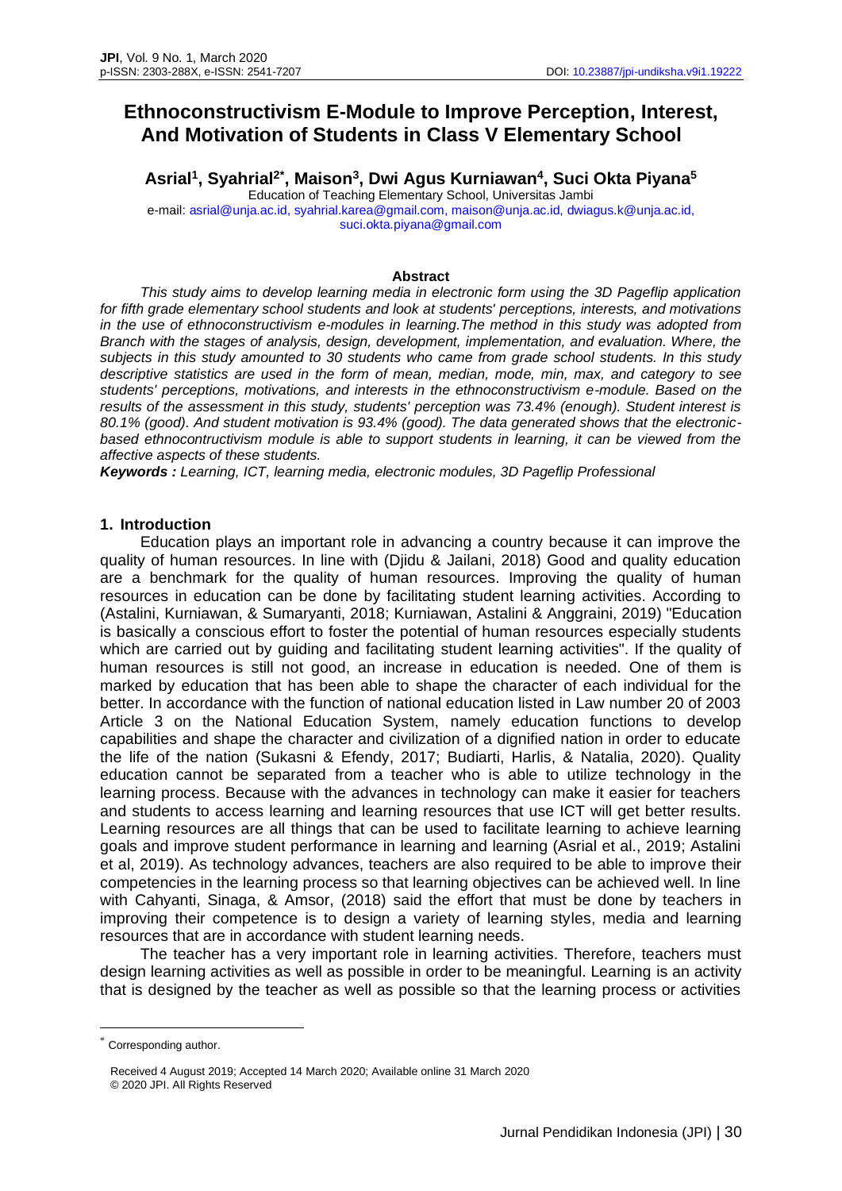# Ethnoconstructivism E-Module to Improve Perception, Interest, And Motivation of Students in Class V Elementary School

**Asrial[1], Syahrial[2*], Maison[3], Dwi Agus Kurniawan[4], Suci Okta Piyana[5]**

Education of Teaching Elementary School, Universitas Jambi

e-mail: asrial@unja.ac.id, syahrial.karea@gmail.com, maison@unja.ac.id, dwiagus.k@unja.ac.id, suci.okta.piyana@gmail.com

### Abstract

*This study aims to develop learning media in electronic form using the 3D Pageflip application for fifth grade elementary school students and look at students' perceptions, interests, and motivations in the use of ethnoconstructivism e-modules in learning.The method in this study was adopted from Branch with the stages of analysis, design, development, implementation, and evaluation. Where, the subjects in this study amounted to 30 students who came from grade school students. In this study descriptive statistics are used in the form of mean, median, mode, min, max, and category to see students' perceptions, motivations, and interests in the ethnoconstructivism e-module. Based on the results of the assessment in this study, students' perception was 73.4% (enough). Student interest is 80.1% (good). And student motivation is 93.4% (good). The data generated shows that the electronic-based ethnocontructivism module is able to support students in learning, it can be viewed from the affective aspects of these students.*

***Keywords :*** *Learning, ICT, learning media, electronic modules, 3D Pageflip Professional*

## 1. Introduction

Education plays an important role in advancing a country because it can improve the quality of human resources. In line with (Djidu & Jailani, 2018) Good and quality education are a benchmark for the quality of human resources. Improving the quality of human resources in education can be done by facilitating student learning activities. According to (Astalini, Kurniawan, & Sumaryanti, 2018; Kurniawan, Astalini & Anggraini, 2019) "Education is basically a conscious effort to foster the potential of human resources especially students which are carried out by guiding and facilitating student learning activities". If the quality of human resources is still not good, an increase in education is needed. One of them is marked by education that has been able to shape the character of each individual for the better. In accordance with the function of national education listed in Law number 20 of 2003 Article 3 on the National Education System, namely education functions to develop capabilities and shape the character and civilization of a dignified nation in order to educate the life of the nation (Sukasni & Efendy, 2017; Budiarti, Harlis, & Natalia, 2020). Quality education cannot be separated from a teacher who is able to utilize technology in the learning process. Because with the advances in technology can make it easier for teachers and students to access learning and learning resources that use ICT will get better results. Learning resources are all things that can be used to facilitate learning to achieve learning goals and improve student performance in learning and learning (Asrial et al., 2019; Astalini et al, 2019). As technology advances, teachers are also required to be able to improve their competencies in the learning process so that learning objectives can be achieved well. In line with Cahyanti, Sinaga, & Amsor, (2018) said the effort that must be done by teachers in improving their competence is to design a variety of learning styles, media and learning resources that are in accordance with student learning needs.

The teacher has a very important role in learning activities. Therefore, teachers must design learning activities as well as possible in order to be meaningful. Learning is an activity that is designed by the teacher as well as possible so that the learning process or activities

---

\* Corresponding author.

Received 4 August 2019; Accepted 14 March 2020; Available online 31 March 2020

© 2020 JPI. All Rights Reserved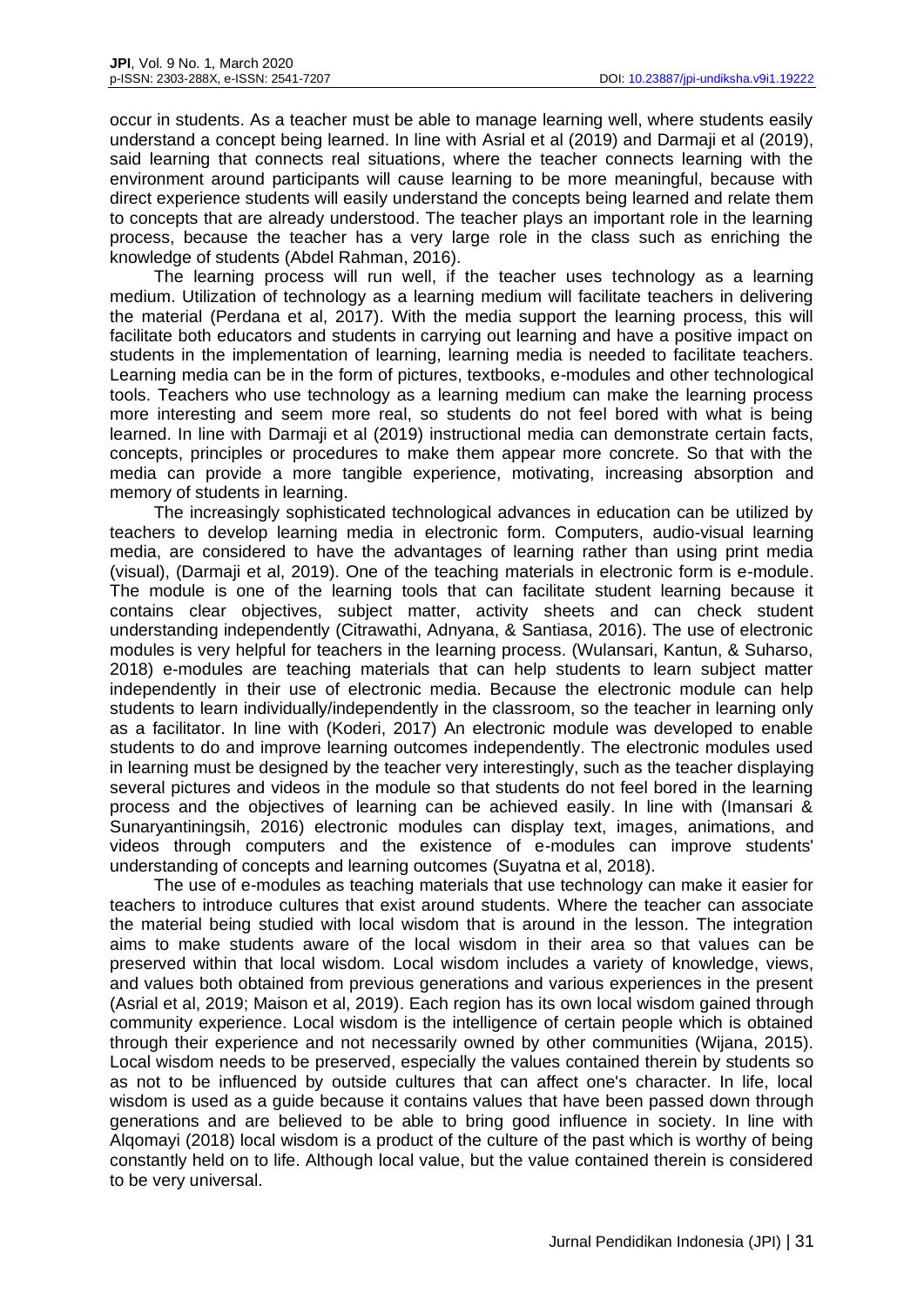occur in students. As a teacher must be able to manage learning well, where students easily understand a concept being learned. In line with Asrial et al (2019) and Darmaji et al (2019), said learning that connects real situations, where the teacher connects learning with the environment around participants will cause learning to be more meaningful, because with direct experience students will easily understand the concepts being learned and relate them to concepts that are already understood. The teacher plays an important role in the learning process, because the teacher has a very large role in the class such as enriching the knowledge of students (Abdel Rahman, 2016).

The learning process will run well, if the teacher uses technology as a learning medium. Utilization of technology as a learning medium will facilitate teachers in delivering the material (Perdana et al, 2017). With the media support the learning process, this will facilitate both educators and students in carrying out learning and have a positive impact on students in the implementation of learning, learning media is needed to facilitate teachers. Learning media can be in the form of pictures, textbooks, e-modules and other technological tools. Teachers who use technology as a learning medium can make the learning process more interesting and seem more real, so students do not feel bored with what is being learned. In line with Darmaji et al (2019) instructional media can demonstrate certain facts, concepts, principles or procedures to make them appear more concrete. So that with the media can provide a more tangible experience, motivating, increasing absorption and memory of students in learning.

The increasingly sophisticated technological advances in education can be utilized by teachers to develop learning media in electronic form. Computers, audio-visual learning media, are considered to have the advantages of learning rather than using print media (visual), (Darmaji et al, 2019). One of the teaching materials in electronic form is e-module. The module is one of the learning tools that can facilitate student learning because it contains clear objectives, subject matter, activity sheets and can check student understanding independently (Citrawathi, Adnyana, & Santiasa, 2016). The use of electronic modules is very helpful for teachers in the learning process. (Wulansari, Kantun, & Suharso, 2018) e-modules are teaching materials that can help students to learn subject matter independently in their use of electronic media. Because the electronic module can help students to learn individually/independently in the classroom, so the teacher in learning only as a facilitator. In line with (Koderi, 2017) An electronic module was developed to enable students to do and improve learning outcomes independently. The electronic modules used in learning must be designed by the teacher very interestingly, such as the teacher displaying several pictures and videos in the module so that students do not feel bored in the learning process and the objectives of learning can be achieved easily. In line with (Imansari & Sunaryantiningsih, 2016) electronic modules can display text, images, animations, and videos through computers and the existence of e-modules can improve students' understanding of concepts and learning outcomes (Suyatna et al, 2018).

The use of e-modules as teaching materials that use technology can make it easier for teachers to introduce cultures that exist around students. Where the teacher can associate the material being studied with local wisdom that is around in the lesson. The integration aims to make students aware of the local wisdom in their area so that values can be preserved within that local wisdom. Local wisdom includes a variety of knowledge, views, and values both obtained from previous generations and various experiences in the present (Asrial et al, 2019; Maison et al, 2019). Each region has its own local wisdom gained through community experience. Local wisdom is the intelligence of certain people which is obtained through their experience and not necessarily owned by other communities (Wijana, 2015). Local wisdom needs to be preserved, especially the values contained therein by students so as not to be influenced by outside cultures that can affect one's character. In life, local wisdom is used as a guide because it contains values that have been passed down through generations and are believed to be able to bring good influence in society. In line with Alqomayi (2018) local wisdom is a product of the culture of the past which is worthy of being constantly held on to life. Although local value, but the value contained therein is considered to be very universal.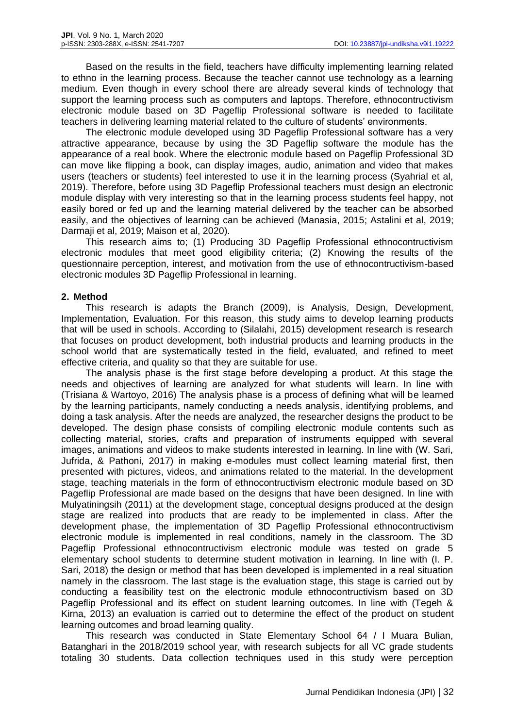Based on the results in the field, teachers have difficulty implementing learning related to ethno in the learning process. Because the teacher cannot use technology as a learning medium. Even though in every school there are already several kinds of technology that support the learning process such as computers and laptops. Therefore, ethnocontructivism electronic module based on 3D Pageflip Professional software is needed to facilitate teachers in delivering learning material related to the culture of students' environments.

The electronic module developed using 3D Pageflip Professional software has a very attractive appearance, because by using the 3D Pageflip software the module has the appearance of a real book. Where the electronic module based on Pageflip Professional 3D can move like flipping a book, can display images, audio, animation and video that makes users (teachers or students) feel interested to use it in the learning process (Syahrial et al, 2019). Therefore, before using 3D Pageflip Professional teachers must design an electronic module display with very interesting so that in the learning process students feel happy, not easily bored or fed up and the learning material delivered by the teacher can be absorbed easily, and the objectives of learning can be achieved (Manasia, 2015; Astalini et al, 2019; Darmaji et al, 2019; Maison et al, 2020).

This research aims to; (1) Producing 3D Pageflip Professional ethnocontructivism electronic modules that meet good eligibility criteria; (2) Knowing the results of the questionnaire perception, interest, and motivation from the use of ethnocontructivism-based electronic modules 3D Pageflip Professional in learning.

## 2. Method

This research is adapts the Branch (2009), is Analysis, Design, Development, Implementation, Evaluation. For this reason, this study aims to develop learning products that will be used in schools. According to (Silalahi, 2015) development research is research that focuses on product development, both industrial products and learning products in the school world that are systematically tested in the field, evaluated, and refined to meet effective criteria, and quality so that they are suitable for use.

The analysis phase is the first stage before developing a product. At this stage the needs and objectives of learning are analyzed for what students will learn. In line with (Trisiana & Wartoyo, 2016) The analysis phase is a process of defining what will be learned by the learning participants, namely conducting a needs analysis, identifying problems, and doing a task analysis. After the needs are analyzed, the researcher designs the product to be developed. The design phase consists of compiling electronic module contents such as collecting material, stories, crafts and preparation of instruments equipped with several images, animations and videos to make students interested in learning. In line with (W. Sari, Jufrida, & Pathoni, 2017) in making e-modules must collect learning material first, then presented with pictures, videos, and animations related to the material. In the development stage, teaching materials in the form of ethnocontructivism electronic module based on 3D Pageflip Professional are made based on the designs that have been designed. In line with Mulyatiningsih (2011) at the development stage, conceptual designs produced at the design stage are realized into products that are ready to be implemented in class. After the development phase, the implementation of 3D Pageflip Professional ethnocontructivism electronic module is implemented in real conditions, namely in the classroom. The 3D Pageflip Professional ethnocontructivism electronic module was tested on grade 5 elementary school students to determine student motivation in learning. In line with (I. P. Sari, 2018) the design or method that has been developed is implemented in a real situation namely in the classroom. The last stage is the evaluation stage, this stage is carried out by conducting a feasibility test on the electronic module ethnocontructivism based on 3D Pageflip Professional and its effect on student learning outcomes. In line with (Tegeh & Kirna, 2013) an evaluation is carried out to determine the effect of the product on student learning outcomes and broad learning quality.

This research was conducted in State Elementary School 64 / I Muara Bulian, Batanghari in the 2018/2019 school year, with research subjects for all VC grade students totaling 30 students. Data collection techniques used in this study were perception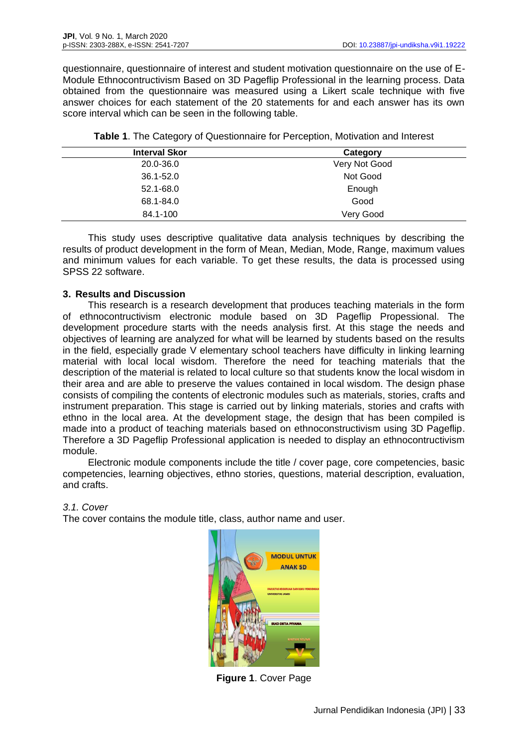questionnaire, questionnaire of interest and student motivation questionnaire on the use of E-Module Ethnocontructivism Based on 3D Pageflip Professional in the learning process. Data obtained from the questionnaire was measured using a Likert scale technique with five answer choices for each statement of the 20 statements for and each answer has its own score interval which can be seen in the following table.

**Table 1**. The Category of Questionnaire for Perception, Motivation and Interest

| Interval Skor | Category |
|---|---|
| 20.0-36.0 | Very Not Good |
| 36.1-52.0 | Not Good |
| 52.1-68.0 | Enough |
| 68.1-84.0 | Good |
| 84.1-100 | Very Good |

This study uses descriptive qualitative data analysis techniques by describing the results of product development in the form of Mean, Median, Mode, Range, maximum values and minimum values for each variable. To get these results, the data is processed using SPSS 22 software.

## 3. Results and Discussion

This research is a research development that produces teaching materials in the form of ethnocontructivism electronic module based on 3D Pageflip Propessional. The development procedure starts with the needs analysis first. At this stage the needs and objectives of learning are analyzed for what will be learned by students based on the results in the field, especially grade V elementary school teachers have difficulty in linking learning material with local local wisdom. Therefore the need for teaching materials that the description of the material is related to local culture so that students know the local wisdom in their area and are able to preserve the values contained in local wisdom. The design phase consists of compiling the contents of electronic modules such as materials, stories, crafts and instrument preparation. This stage is carried out by linking materials, stories and crafts with ethno in the local area. At the development stage, the design that has been compiled is made into a product of teaching materials based on ethnoconstructivism using 3D Pageflip. Therefore a 3D Pageflip Professional application is needed to display an ethnocontructivism module.

Electronic module components include the title / cover page, core competencies, basic competencies, learning objectives, ethno stories, questions, material description, evaluation, and crafts.

### *3.1. Cover*

The cover contains the module title, class, author name and user.

**Figure 1**. Cover Page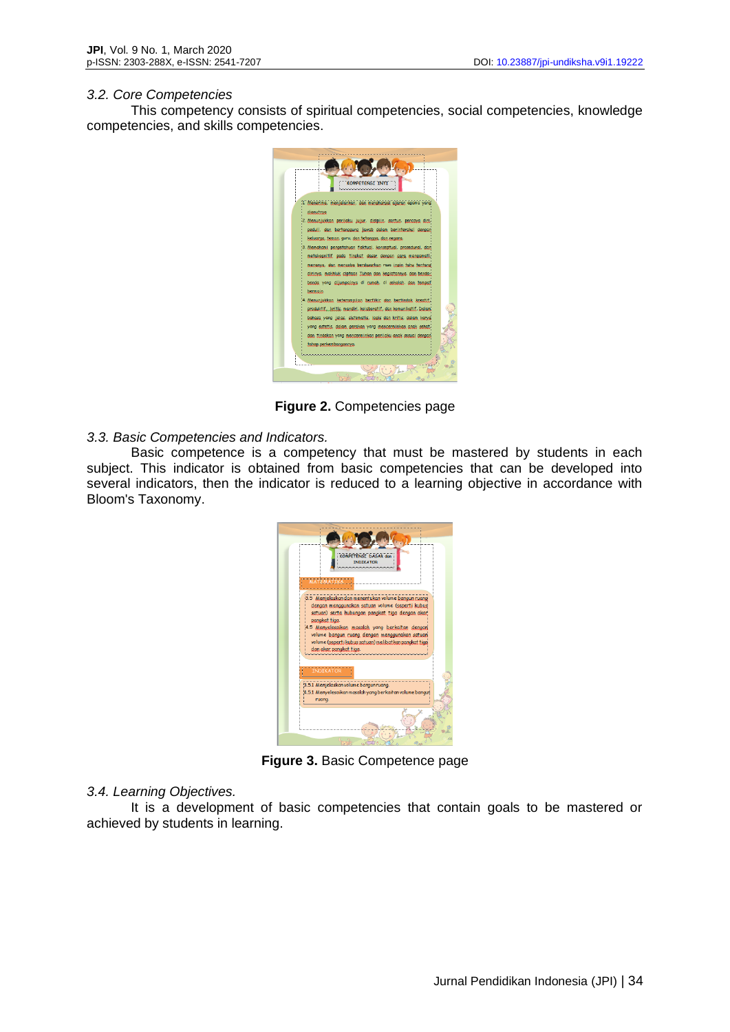*3.2. Core Competencies*

This competency consists of spiritual competencies, social competencies, knowledge competencies, and skills competencies.

**Figure 2.** Competencies page

*3.3. Basic Competencies and Indicators.*

Basic competence is a competency that must be mastered by students in each subject. This indicator is obtained from basic competencies that can be developed into several indicators, then the indicator is reduced to a learning objective in accordance with Bloom's Taxonomy.

**Figure 3.** Basic Competence page

*3.4. Learning Objectives.*

It is a development of basic competencies that contain goals to be mastered or achieved by students in learning.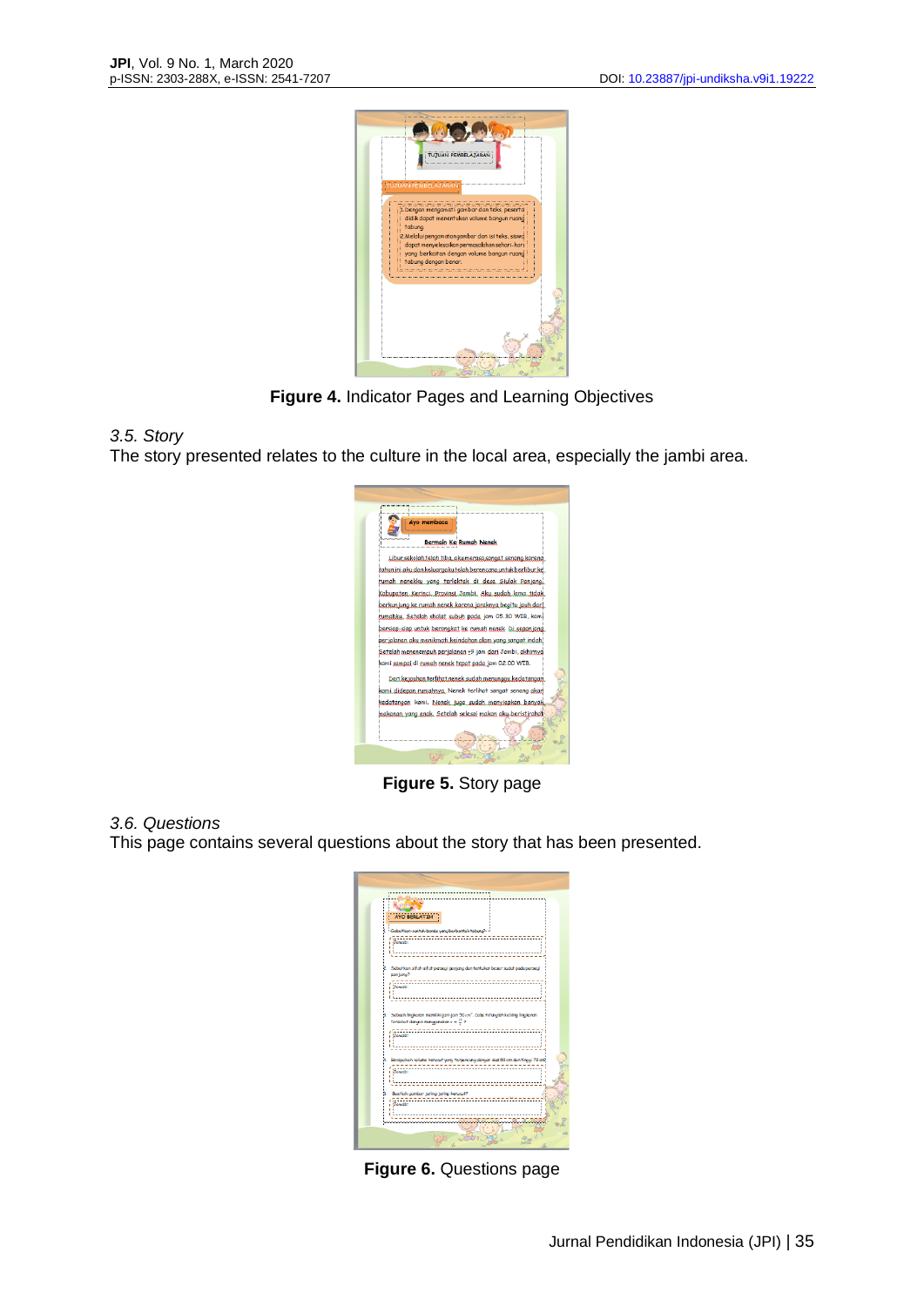**Figure 4.** Indicator Pages and Learning Objectives

*3.5. Story*

The story presented relates to the culture in the local area, especially the jambi area.

**Figure 5.** Story page

*3.6. Questions*

This page contains several questions about the story that has been presented.

**Figure 6.** Questions page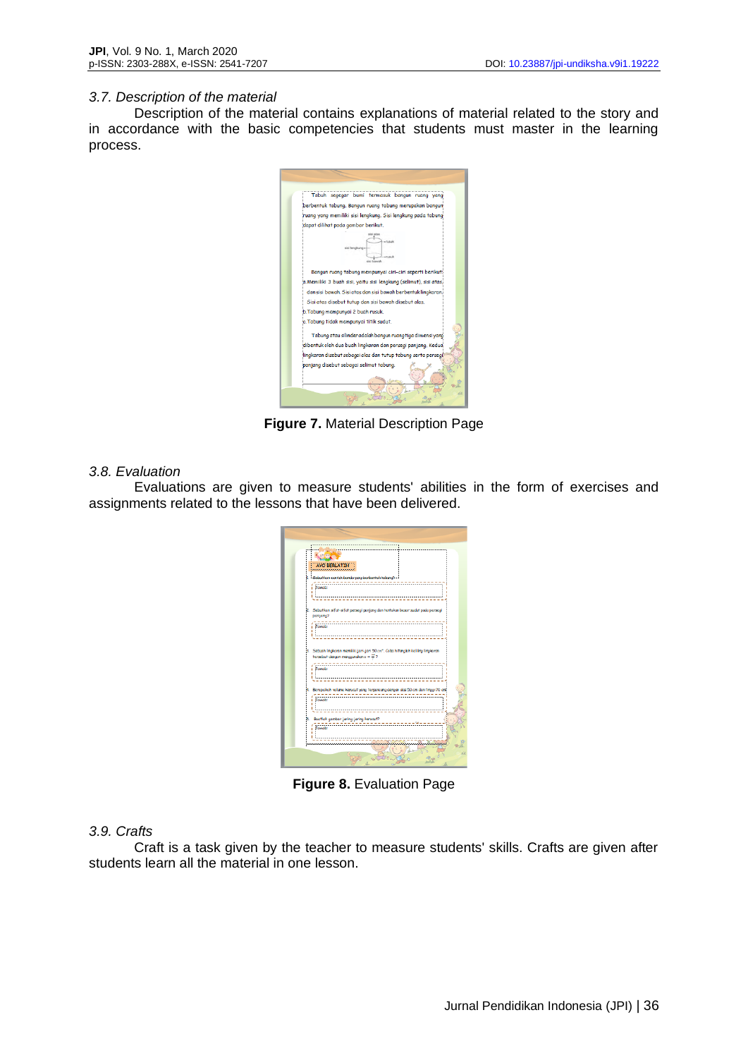### 3.7. Description of the material

Description of the material contains explanations of material related to the story and in accordance with the basic competencies that students must master in the learning process.

**Figure 7.** Material Description Page

### 3.8. Evaluation

Evaluations are given to measure students' abilities in the form of exercises and assignments related to the lessons that have been delivered.

**Figure 8.** Evaluation Page

### 3.9. Crafts

Craft is a task given by the teacher to measure students' skills. Crafts are given after students learn all the material in one lesson.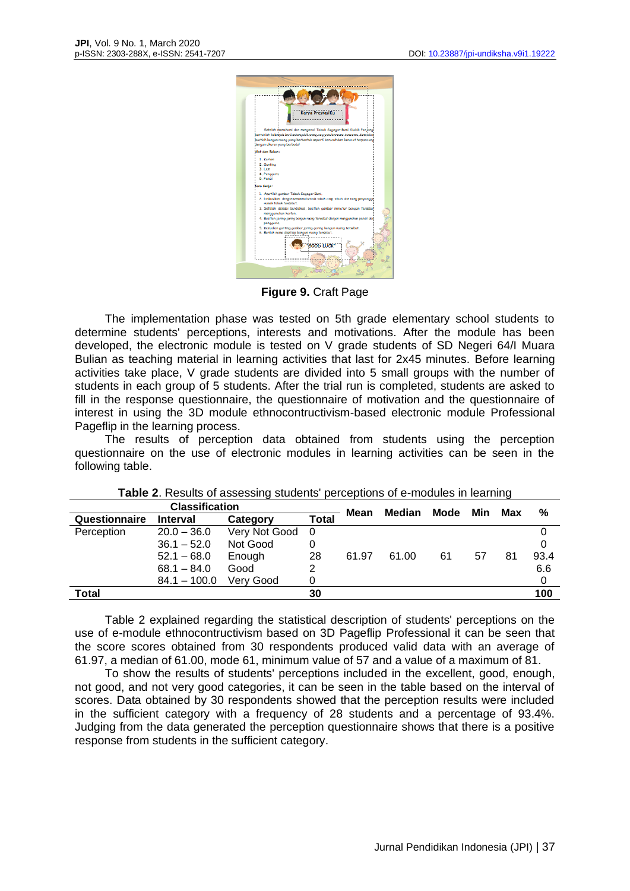**Figure 9.** Craft Page

The implementation phase was tested on 5th grade elementary school students to determine students' perceptions, interests and motivations. After the module has been developed, the electronic module is tested on V grade students of SD Negeri 64/I Muara Bulian as teaching material in learning activities that last for 2x45 minutes. Before learning activities take place, V grade students are divided into 5 small groups with the number of students in each group of 5 students. After the trial run is completed, students are asked to fill in the response questionnaire, the questionnaire of motivation and the questionnaire of interest in using the 3D module ethnocontructivism-based electronic module Professional Pageflip in the learning process.

The results of perception data obtained from students using the perception questionnaire on the use of electronic modules in learning activities can be seen in the following table.

**Table 2**. Results of assessing students' perceptions of e-modules in learning

| Classification | | | | Mean | Median | Mode | Min | Max | % |
|---|---|---|---|---|---|---|---|---|---|
| **Questionnaire** | **Interval** | **Category** | **Total** | | | | | | |
| Perception | 20.0 – 36.0 | Very Not Good | 0 | | | | | | 0 |
| | 36.1 – 52.0 | Not Good | 0 | | | | | | 0 |
| | 52.1 – 68.0 | Enough | 28 | 61.97 | 61.00 | 61 | 57 | 81 | 93.4 |
| | 68.1 – 84.0 | Good | 2 | | | | | | 6.6 |
| | 84.1 – 100.0 | Very Good | 0 | | | | | | 0 |
| **Total** | | | **30** | | | | | | **100** |

Table 2 explained regarding the statistical description of students' perceptions on the use of e-module ethnocontructivism based on 3D Pageflip Professional it can be seen that the score scores obtained from 30 respondents produced valid data with an average of 61.97, a median of 61.00, mode 61, minimum value of 57 and a value of a maximum of 81.

To show the results of students' perceptions included in the excellent, good, enough, not good, and not very good categories, it can be seen in the table based on the interval of scores. Data obtained by 30 respondents showed that the perception results were included in the sufficient category with a frequency of 28 students and a percentage of 93.4%. Judging from the data generated the perception questionnaire shows that there is a positive response from students in the sufficient category.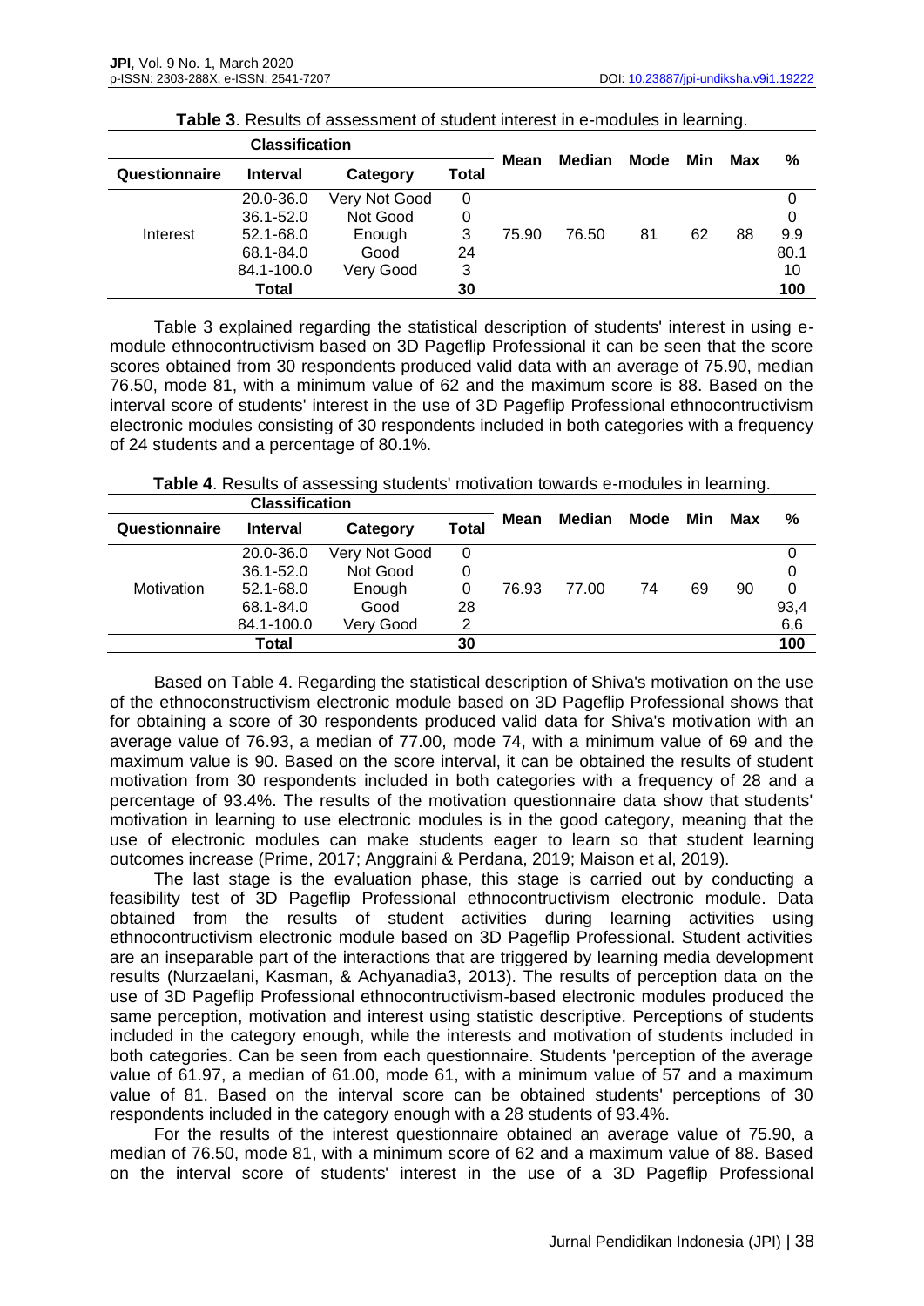**Table 3**. Results of assessment of student interest in e-modules in learning.

| Classification | | | | Mean | Median | Mode | Min | Max | % |
|---|---|---|---|---|---|---|---|---|---|
| **Questionnaire** | **Interval** | **Category** | **Total** | | | | | | |
| Interest | 20.0-36.0 | Very Not Good | 0 | 75.90 | 76.50 | 81 | 62 | 88 | 0 |
| | 36.1-52.0 | Not Good | 0 | | | | | | 0 |
| | 52.1-68.0 | Enough | 3 | | | | | | 9.9 |
| | 68.1-84.0 | Good | 24 | | | | | | 80.1 |
| | 84.1-100.0 | Very Good | 3 | | | | | | 10 |
| **Total** | | | **30** | | | | | | **100** |

Table 3 explained regarding the statistical description of students' interest in using e-module ethnocontructivism based on 3D Pageflip Professional it can be seen that the score scores obtained from 30 respondents produced valid data with an average of 75.90, median 76.50, mode 81, with a minimum value of 62 and the maximum score is 88. Based on the interval score of students' interest in the use of 3D Pageflip Professional ethnocontructivism electronic modules consisting of 30 respondents included in both categories with a frequency of 24 students and a percentage of 80.1%.

**Table 4**. Results of assessing students' motivation towards e-modules in learning.

| Classification | | | | Mean | Median | Mode | Min | Max | % |
|---|---|---|---|---|---|---|---|---|---|
| **Questionnaire** | **Interval** | **Category** | **Total** | | | | | | |
| Motivation | 20.0-36.0 | Very Not Good | 0 | 76.93 | 77.00 | 74 | 69 | 90 | 0 |
| | 36.1-52.0 | Not Good | 0 | | | | | | 0 |
| | 52.1-68.0 | Enough | 0 | | | | | | 0 |
| | 68.1-84.0 | Good | 28 | | | | | | 93,4 |
| | 84.1-100.0 | Very Good | 2 | | | | | | 6,6 |
| **Total** | | | **30** | | | | | | **100** |

Based on Table 4. Regarding the statistical description of Shiva's motivation on the use of the ethnoconstructivism electronic module based on 3D Pageflip Professional shows that for obtaining a score of 30 respondents produced valid data for Shiva's motivation with an average value of 76.93, a median of 77.00, mode 74, with a minimum value of 69 and the maximum value is 90. Based on the score interval, it can be obtained the results of student motivation from 30 respondents included in both categories with a frequency of 28 and a percentage of 93.4%. The results of the motivation questionnaire data show that students' motivation in learning to use electronic modules is in the good category, meaning that the use of electronic modules can make students eager to learn so that student learning outcomes increase (Prime, 2017; Anggraini & Perdana, 2019; Maison et al, 2019).

The last stage is the evaluation phase, this stage is carried out by conducting a feasibility test of 3D Pageflip Professional ethnocontructivism electronic module. Data obtained from the results of student activities during learning activities using ethnocontructivism electronic module based on 3D Pageflip Professional. Student activities are an inseparable part of the interactions that are triggered by learning media development results (Nurzaelani, Kasman, & Achyanadia3, 2013). The results of perception data on the use of 3D Pageflip Professional ethnocontructivism-based electronic modules produced the same perception, motivation and interest using statistic descriptive. Perceptions of students included in the category enough, while the interests and motivation of students included in both categories. Can be seen from each questionnaire. Students 'perception of the average value of 61.97, a median of 61.00, mode 61, with a minimum value of 57 and a maximum value of 81. Based on the interval score can be obtained students' perceptions of 30 respondents included in the category enough with a 28 students of 93.4%.

For the results of the interest questionnaire obtained an average value of 75.90, a median of 76.50, mode 81, with a minimum score of 62 and a maximum value of 88. Based on the interval score of students' interest in the use of a 3D Pageflip Professional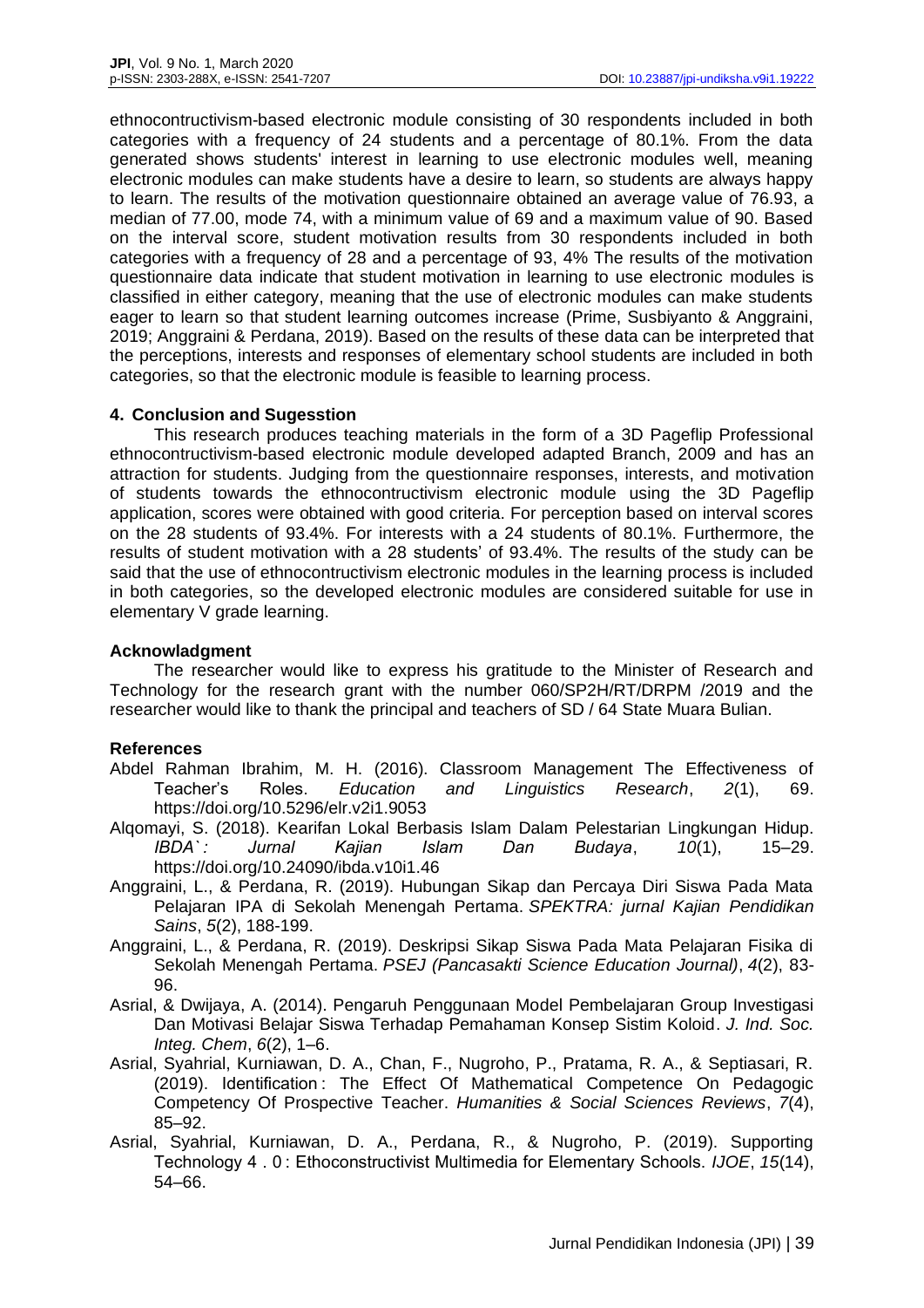ethnocontructivism-based electronic module consisting of 30 respondents included in both categories with a frequency of 24 students and a percentage of 80.1%. From the data generated shows students' interest in learning to use electronic modules well, meaning electronic modules can make students have a desire to learn, so students are always happy to learn. The results of the motivation questionnaire obtained an average value of 76.93, a median of 77.00, mode 74, with a minimum value of 69 and a maximum value of 90. Based on the interval score, student motivation results from 30 respondents included in both categories with a frequency of 28 and a percentage of 93, 4% The results of the motivation questionnaire data indicate that student motivation in learning to use electronic modules is classified in either category, meaning that the use of electronic modules can make students eager to learn so that student learning outcomes increase (Prime, Susbiyanto & Anggraini, 2019; Anggraini & Perdana, 2019). Based on the results of these data can be interpreted that the perceptions, interests and responses of elementary school students are included in both categories, so that the electronic module is feasible to learning process.

## 4. Conclusion and Sugesstion

This research produces teaching materials in the form of a 3D Pageflip Professional ethnocontructivism-based electronic module developed adapted Branch, 2009 and has an attraction for students. Judging from the questionnaire responses, interests, and motivation of students towards the ethnocontructivism electronic module using the 3D Pageflip application, scores were obtained with good criteria. For perception based on interval scores on the 28 students of 93.4%. For interests with a 24 students of 80.1%. Furthermore, the results of student motivation with a 28 students' of 93.4%. The results of the study can be said that the use of ethnocontructivism electronic modules in the learning process is included in both categories, so the developed electronic modules are considered suitable for use in elementary V grade learning.

## Acknowladgment

The researcher would like to express his gratitude to the Minister of Research and Technology for the research grant with the number 060/SP2H/RT/DRPM /2019 and the researcher would like to thank the principal and teachers of SD / 64 State Muara Bulian.

## References

Abdel Rahman Ibrahim, M. H. (2016). Classroom Management The Effectiveness of Teacher's Roles. *Education and Linguistics Research*, *2*(1), 69. https://doi.org/10.5296/elr.v2i1.9053

Alqomayi, S. (2018). Kearifan Lokal Berbasis Islam Dalam Pelestarian Lingkungan Hidup. *IBDA`: Jurnal Kajian Islam Dan Budaya*, *10*(1), 15–29. https://doi.org/10.24090/ibda.v10i1.46

Anggraini, L., & Perdana, R. (2019). Hubungan Sikap dan Percaya Diri Siswa Pada Mata Pelajaran IPA di Sekolah Menengah Pertama. *SPEKTRA: jurnal Kajian Pendidikan Sains*, *5*(2), 188-199.

Anggraini, L., & Perdana, R. (2019). Deskripsi Sikap Siswa Pada Mata Pelajaran Fisika di Sekolah Menengah Pertama. *PSEJ (Pancasakti Science Education Journal)*, *4*(2), 83-96.

Asrial, & Dwijaya, A. (2014). Pengaruh Penggunaan Model Pembelajaran Group Investigasi Dan Motivasi Belajar Siswa Terhadap Pemahaman Konsep Sistim Koloid. *J. Ind. Soc. Integ. Chem*, *6*(2), 1–6.

Asrial, Syahrial, Kurniawan, D. A., Chan, F., Nugroho, P., Pratama, R. A., & Septiasari, R. (2019). Identification : The Effect Of Mathematical Competence On Pedagogic Competency Of Prospective Teacher. *Humanities & Social Sciences Reviews*, *7*(4), 85–92.

Asrial, Syahrial, Kurniawan, D. A., Perdana, R., & Nugroho, P. (2019). Supporting Technology 4 . 0 : Ethoconstructivist Multimedia for Elementary Schools. *IJOE*, *15*(14), 54–66.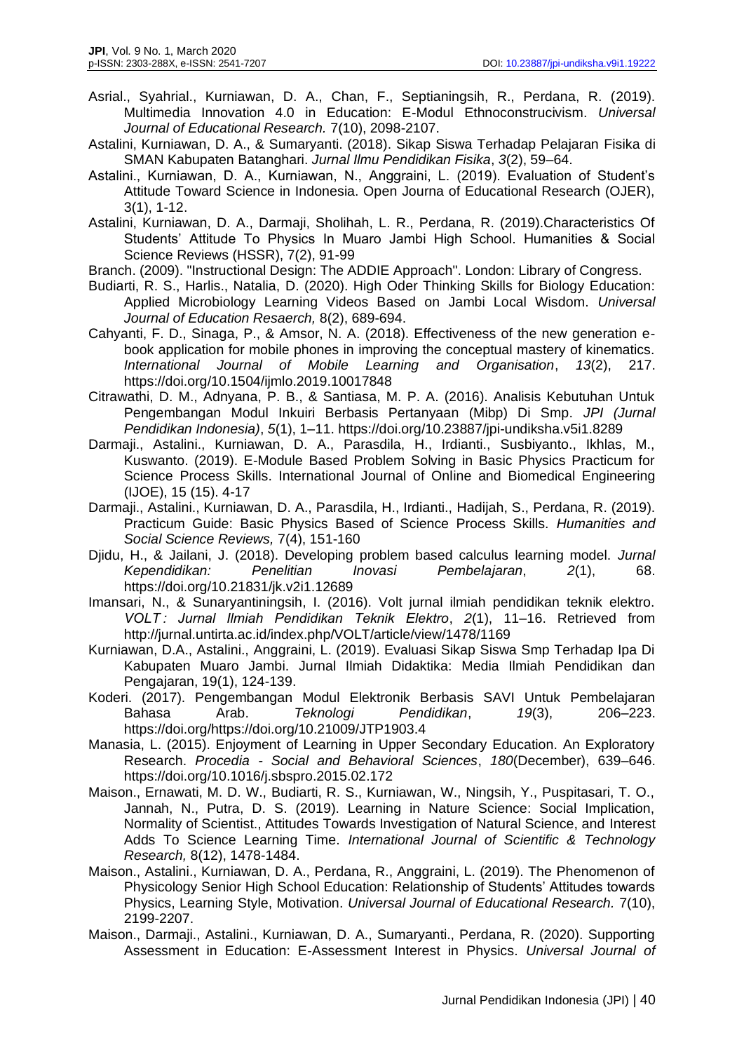Asrial., Syahrial., Kurniawan, D. A., Chan, F., Septianingsih, R., Perdana, R. (2019). Multimedia Innovation 4.0 in Education: E-Modul Ethnoconstrucivism. *Universal Journal of Educational Research.* 7(10), 2098-2107.

Astalini, Kurniawan, D. A., & Sumaryanti. (2018). Sikap Siswa Terhadap Pelajaran Fisika di SMAN Kabupaten Batanghari. *Jurnal Ilmu Pendidikan Fisika*, *3*(2), 59–64.

Astalini., Kurniawan, D. A., Kurniawan, N., Anggraini, L. (2019). Evaluation of Student's Attitude Toward Science in Indonesia. Open Journa of Educational Research (OJER), 3(1), 1-12.

Astalini, Kurniawan, D. A., Darmaji, Sholihah, L. R., Perdana, R. (2019).Characteristics Of Students' Attitude To Physics In Muaro Jambi High School. Humanities & Social Science Reviews (HSSR), 7(2), 91-99

Branch. (2009). "Instructional Design: The ADDIE Approach". London: Library of Congress.

Budiarti, R. S., Harlis., Natalia, D. (2020). High Oder Thinking Skills for Biology Education: Applied Microbiology Learning Videos Based on Jambi Local Wisdom. *Universal Journal of Education Resaerch,* 8(2), 689-694.

Cahyanti, F. D., Sinaga, P., & Amsor, N. A. (2018). Effectiveness of the new generation e-book application for mobile phones in improving the conceptual mastery of kinematics. *International Journal of Mobile Learning and Organisation*, *13*(2), 217. https://doi.org/10.1504/ijmlo.2019.10017848

Citrawathi, D. M., Adnyana, P. B., & Santiasa, M. P. A. (2016). Analisis Kebutuhan Untuk Pengembangan Modul Inkuiri Berbasis Pertanyaan (Mibp) Di Smp. *JPI (Jurnal Pendidikan Indonesia)*, *5*(1), 1–11. https://doi.org/10.23887/jpi-undiksha.v5i1.8289

Darmaji., Astalini., Kurniawan, D. A., Parasdila, H., Irdianti., Susbiyanto., Ikhlas, M., Kuswanto. (2019). E-Module Based Problem Solving in Basic Physics Practicum for Science Process Skills. International Journal of Online and Biomedical Engineering (IJOE), 15 (15). 4-17

Darmaji., Astalini., Kurniawan, D. A., Parasdila, H., Irdianti., Hadijah, S., Perdana, R. (2019). Practicum Guide: Basic Physics Based of Science Process Skills. *Humanities and Social Science Reviews,* 7(4), 151-160

Djidu, H., & Jailani, J. (2018). Developing problem based calculus learning model. *Jurnal Kependidikan: Penelitian Inovasi Pembelajaran*, *2*(1), 68. https://doi.org/10.21831/jk.v2i1.12689

Imansari, N., & Sunaryantiningsih, I. (2016). Volt jurnal ilmiah pendidikan teknik elektro. *VOLT : Jurnal Ilmiah Pendidikan Teknik Elektro*, *2*(1), 11–16. Retrieved from http://jurnal.untirta.ac.id/index.php/VOLT/article/view/1478/1169

Kurniawan, D.A., Astalini., Anggraini, L. (2019). Evaluasi Sikap Siswa Smp Terhadap Ipa Di Kabupaten Muaro Jambi. Jurnal Ilmiah Didaktika: Media Ilmiah Pendidikan dan Pengajaran, 19(1), 124-139.

Koderi. (2017). Pengembangan Modul Elektronik Berbasis SAVI Untuk Pembelajaran Bahasa Arab. *Teknologi Pendidikan*, *19*(3), 206–223. https://doi.org/https://doi.org/10.21009/JTP1903.4

Manasia, L. (2015). Enjoyment of Learning in Upper Secondary Education. An Exploratory Research. *Procedia - Social and Behavioral Sciences*, *180*(December), 639–646. https://doi.org/10.1016/j.sbspro.2015.02.172

Maison., Ernawati, M. D. W., Budiarti, R. S., Kurniawan, W., Ningsih, Y., Puspitasari, T. O., Jannah, N., Putra, D. S. (2019). Learning in Nature Science: Social Implication, Normality of Scientist., Attitudes Towards Investigation of Natural Science, and Interest Adds To Science Learning Time. *International Journal of Scientific & Technology Research,* 8(12), 1478-1484.

Maison., Astalini., Kurniawan, D. A., Perdana, R., Anggraini, L. (2019). The Phenomenon of Physicology Senior High School Education: Relationship of Students' Attitudes towards Physics, Learning Style, Motivation. *Universal Journal of Educational Research.* 7(10), 2199-2207.

Maison., Darmaji., Astalini., Kurniawan, D. A., Sumaryanti., Perdana, R. (2020). Supporting Assessment in Education: E-Assessment Interest in Physics. *Universal Journal of*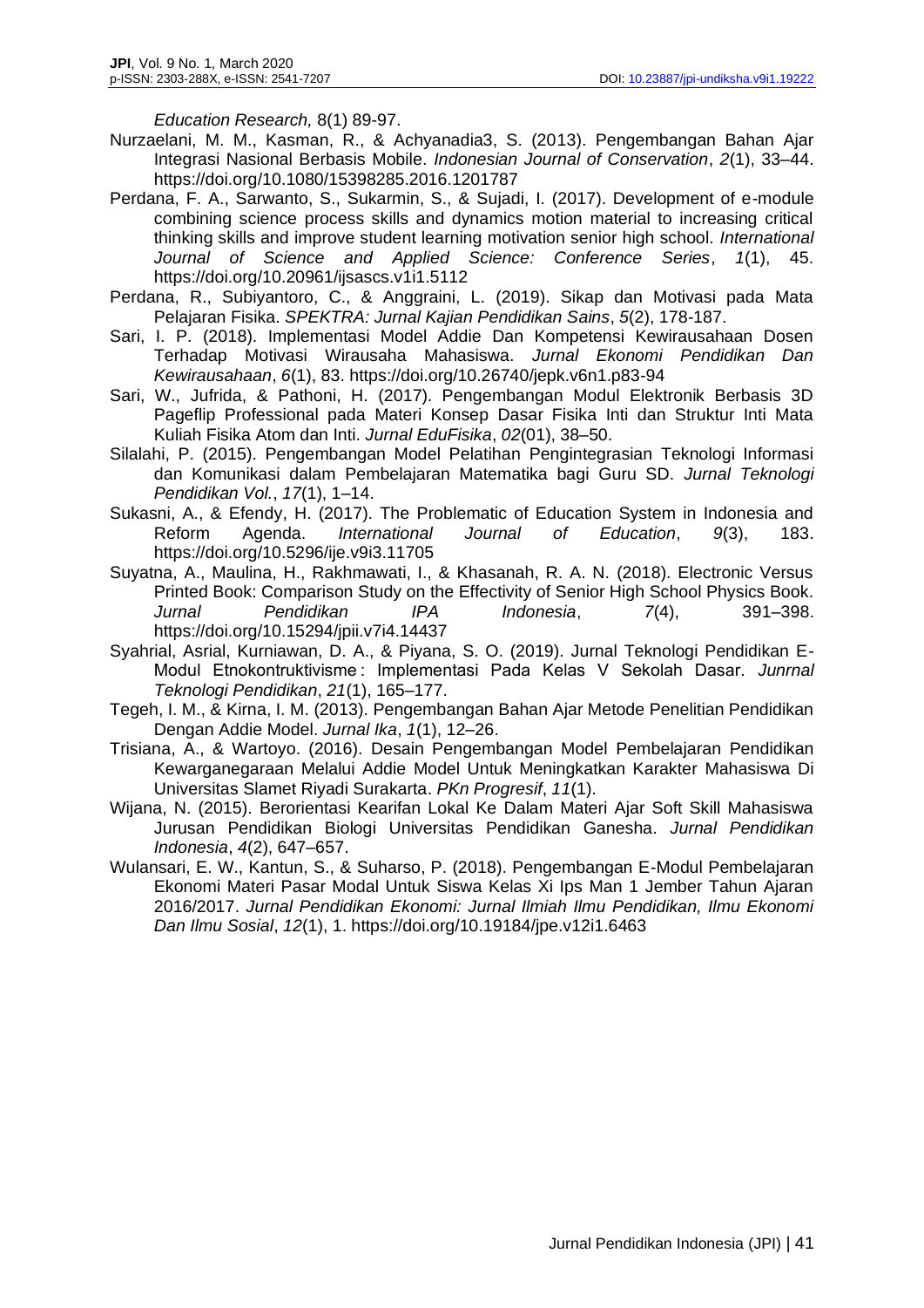*Education Research,* 8(1) 89-97.

Nurzaelani, M. M., Kasman, R., & Achyanadia3, S. (2013). Pengembangan Bahan Ajar Integrasi Nasional Berbasis Mobile. *Indonesian Journal of Conservation*, *2*(1), 33–44. https://doi.org/10.1080/15398285.2016.1201787

Perdana, F. A., Sarwanto, S., Sukarmin, S., & Sujadi, I. (2017). Development of e-module combining science process skills and dynamics motion material to increasing critical thinking skills and improve student learning motivation senior high school. *International Journal of Science and Applied Science: Conference Series*, *1*(1), 45. https://doi.org/10.20961/ijsascs.v1i1.5112

Perdana, R., Subiyantoro, C., & Anggraini, L. (2019). Sikap dan Motivasi pada Mata Pelajaran Fisika. *SPEKTRA: Jurnal Kajian Pendidikan Sains*, *5*(2), 178-187.

Sari, I. P. (2018). Implementasi Model Addie Dan Kompetensi Kewirausahaan Dosen Terhadap Motivasi Wirausaha Mahasiswa. *Jurnal Ekonomi Pendidikan Dan Kewirausahaan*, *6*(1), 83. https://doi.org/10.26740/jepk.v6n1.p83-94

Sari, W., Jufrida, & Pathoni, H. (2017). Pengembangan Modul Elektronik Berbasis 3D Pageflip Professional pada Materi Konsep Dasar Fisika Inti dan Struktur Inti Mata Kuliah Fisika Atom dan Inti. *Jurnal EduFisika*, *02*(01), 38–50.

Silalahi, P. (2015). Pengembangan Model Pelatihan Pengintegrasian Teknologi Informasi dan Komunikasi dalam Pembelajaran Matematika bagi Guru SD. *Jurnal Teknologi Pendidikan Vol.*, *17*(1), 1–14.

Sukasni, A., & Efendy, H. (2017). The Problematic of Education System in Indonesia and Reform Agenda. *International Journal of Education*, *9*(3), 183. https://doi.org/10.5296/ije.v9i3.11705

Suyatna, A., Maulina, H., Rakhmawati, I., & Khasanah, R. A. N. (2018). Electronic Versus Printed Book: Comparison Study on the Effectivity of Senior High School Physics Book. *Jurnal Pendidikan IPA Indonesia*, *7*(4), 391–398. https://doi.org/10.15294/jpii.v7i4.14437

Syahrial, Asrial, Kurniawan, D. A., & Piyana, S. O. (2019). Jurnal Teknologi Pendidikan E-Modul Etnokontruktivisme : Implementasi Pada Kelas V Sekolah Dasar. *Junrnal Teknologi Pendidikan*, *21*(1), 165–177.

Tegeh, I. M., & Kirna, I. M. (2013). Pengembangan Bahan Ajar Metode Penelitian Pendidikan Dengan Addie Model. *Jurnal Ika*, *1*(1), 12–26.

Trisiana, A., & Wartoyo. (2016). Desain Pengembangan Model Pembelajaran Pendidikan Kewarganegaraan Melalui Addie Model Untuk Meningkatkan Karakter Mahasiswa Di Universitas Slamet Riyadi Surakarta. *PKn Progresif*, *11*(1).

Wijana, N. (2015). Berorientasi Kearifan Lokal Ke Dalam Materi Ajar Soft Skill Mahasiswa Jurusan Pendidikan Biologi Universitas Pendidikan Ganesha. *Jurnal Pendidikan Indonesia*, *4*(2), 647–657.

Wulansari, E. W., Kantun, S., & Suharso, P. (2018). Pengembangan E-Modul Pembelajaran Ekonomi Materi Pasar Modal Untuk Siswa Kelas Xi Ips Man 1 Jember Tahun Ajaran 2016/2017. *Jurnal Pendidikan Ekonomi: Jurnal Ilmiah Ilmu Pendidikan, Ilmu Ekonomi Dan Ilmu Sosial*, *12*(1), 1. https://doi.org/10.19184/jpe.v12i1.6463